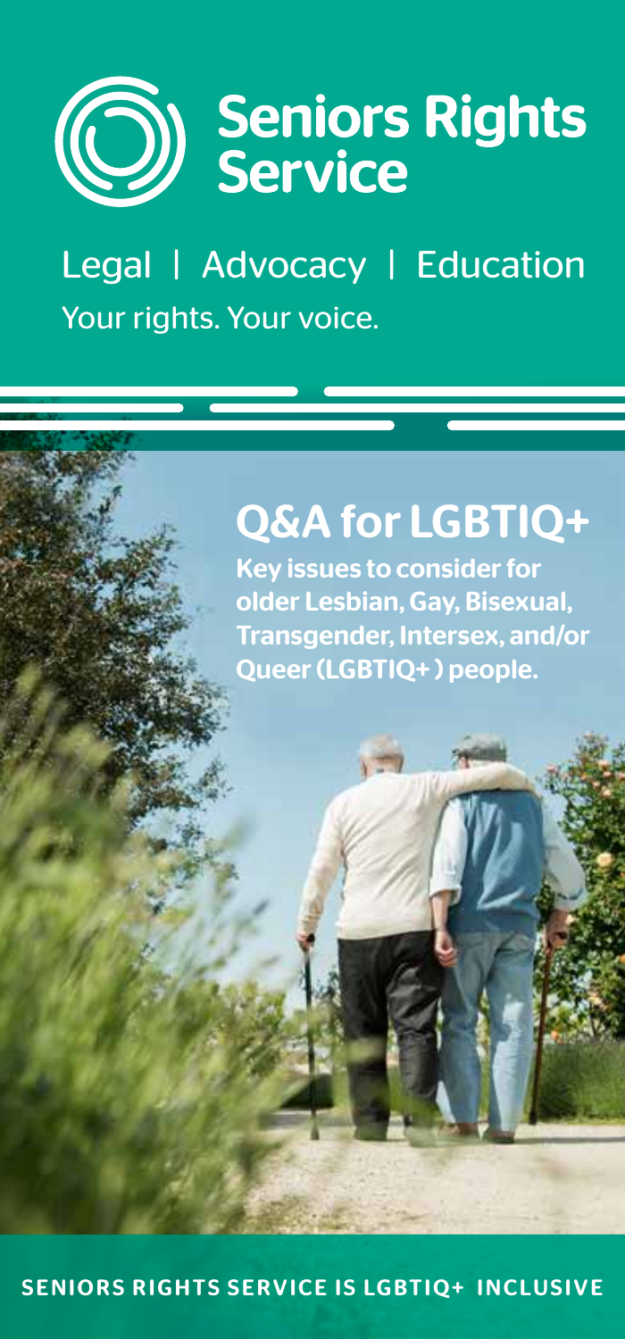# Seniors Rights Service

Legal | Advocacy | Education

Your rights. Your voice.

## Q&A for LGBTIQ+

**Key issues to consider for older Lesbian, Gay, Bisexual, Transgender, Intersex, and/or Queer (LGBTIQ+ ) people.**

**SENIORS RIGHTS SERVICE IS LGBTIQ+ INCLUSIVE**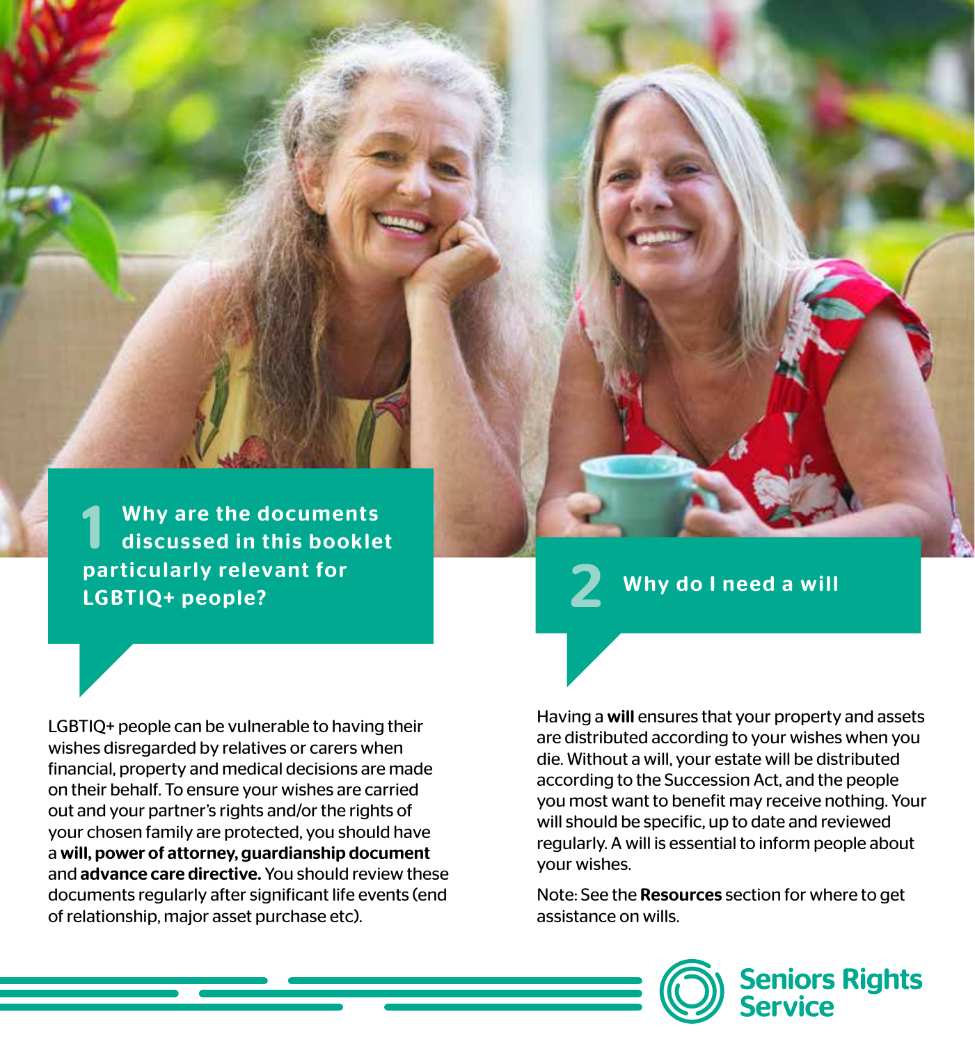## 1 Why are the documents discussed in this booklet particularly relevant for LGBTIQ+ people?

LGBTIQ+ people can be vulnerable to having their wishes disregarded by relatives or carers when financial, property and medical decisions are made on their behalf. To ensure your wishes are carried out and your partner's rights and/or the rights of your chosen family are protected, you should have a **will, power of attorney, guardianship document** and **advance care directive.** You should review these documents regularly after significant life events (end of relationship, major asset purchase etc).

## 2 Why do I need a will

Having a **will** ensures that your property and assets are distributed according to your wishes when you die. Without a will, your estate will be distributed according to the Succession Act, and the people you most want to benefit may receive nothing. Your will should be specific, up to date and reviewed regularly. A will is essential to inform people about your wishes.

Note: See the **Resources** section for where to get assistance on wills.

Seniors Rights Service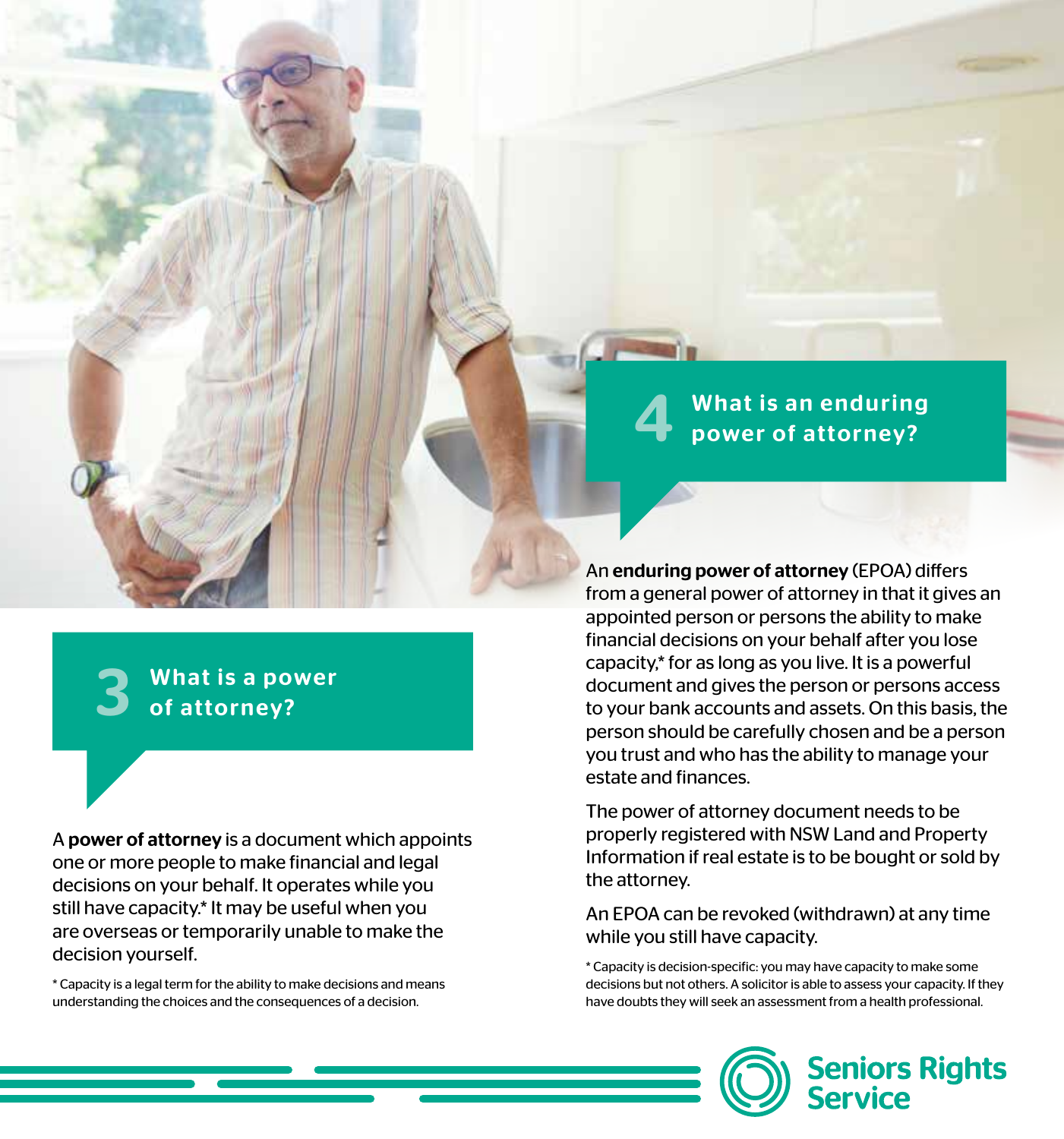## 3 What is a power of attorney?

A **power of attorney** is a document which appoints one or more people to make financial and legal decisions on your behalf. It operates while you still have capacity.* It may be useful when you are overseas or temporarily unable to make the decision yourself.

* Capacity is a legal term for the ability to make decisions and means understanding the choices and the consequences of a decision.

## 4 What is an enduring power of attorney?

An **enduring power of attorney** (EPOA) differs from a general power of attorney in that it gives an appointed person or persons the ability to make financial decisions on your behalf after you lose capacity,* for as long as you live. It is a powerful document and gives the person or persons access to your bank accounts and assets. On this basis, the person should be carefully chosen and be a person you trust and who has the ability to manage your estate and finances.

The power of attorney document needs to be properly registered with NSW Land and Property Information if real estate is to be bought or sold by the attorney.

An EPOA can be revoked (withdrawn) at any time while you still have capacity.

* Capacity is decision-specific: you may have capacity to make some decisions but not others. A solicitor is able to assess your capacity. If they have doubts they will seek an assessment from a health professional.

Seniors Rights Service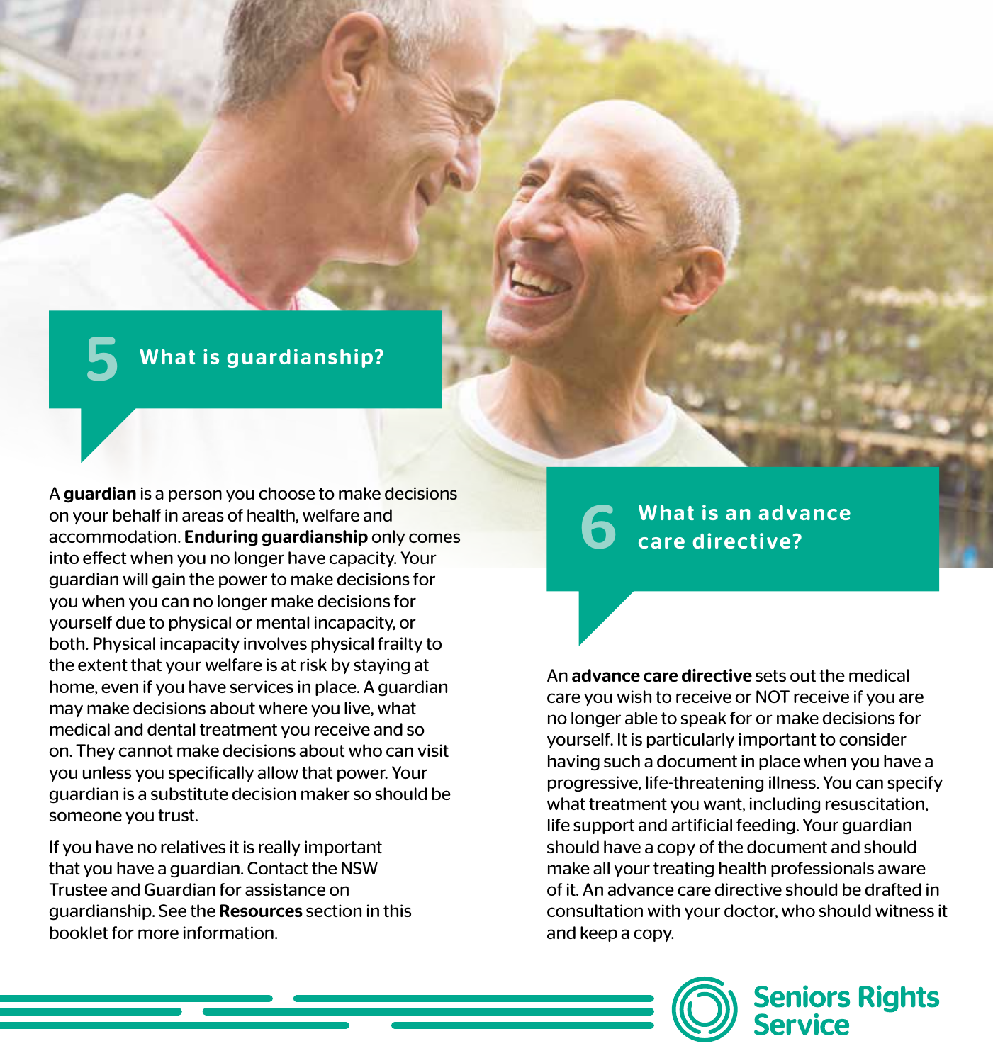## 5 What is guardianship?

A **guardian** is a person you choose to make decisions on your behalf in areas of health, welfare and accommodation. **Enduring guardianship** only comes into effect when you no longer have capacity. Your guardian will gain the power to make decisions for you when you can no longer make decisions for yourself due to physical or mental incapacity, or both. Physical incapacity involves physical frailty to the extent that your welfare is at risk by staying at home, even if you have services in place. A guardian may make decisions about where you live, what medical and dental treatment you receive and so on. They cannot make decisions about who can visit you unless you specifically allow that power. Your guardian is a substitute decision maker so should be someone you trust.

If you have no relatives it is really important that you have a guardian. Contact the NSW Trustee and Guardian for assistance on guardianship. See the **Resources** section in this booklet for more information.

## 6 What is an advance care directive?

An **advance care directive** sets out the medical care you wish to receive or NOT receive if you are no longer able to speak for or make decisions for yourself. It is particularly important to consider having such a document in place when you have a progressive, life-threatening illness. You can specify what treatment you want, including resuscitation, life support and artificial feeding. Your guardian should have a copy of the document and should make all your treating health professionals aware of it. An advance care directive should be drafted in consultation with your doctor, who should witness it and keep a copy.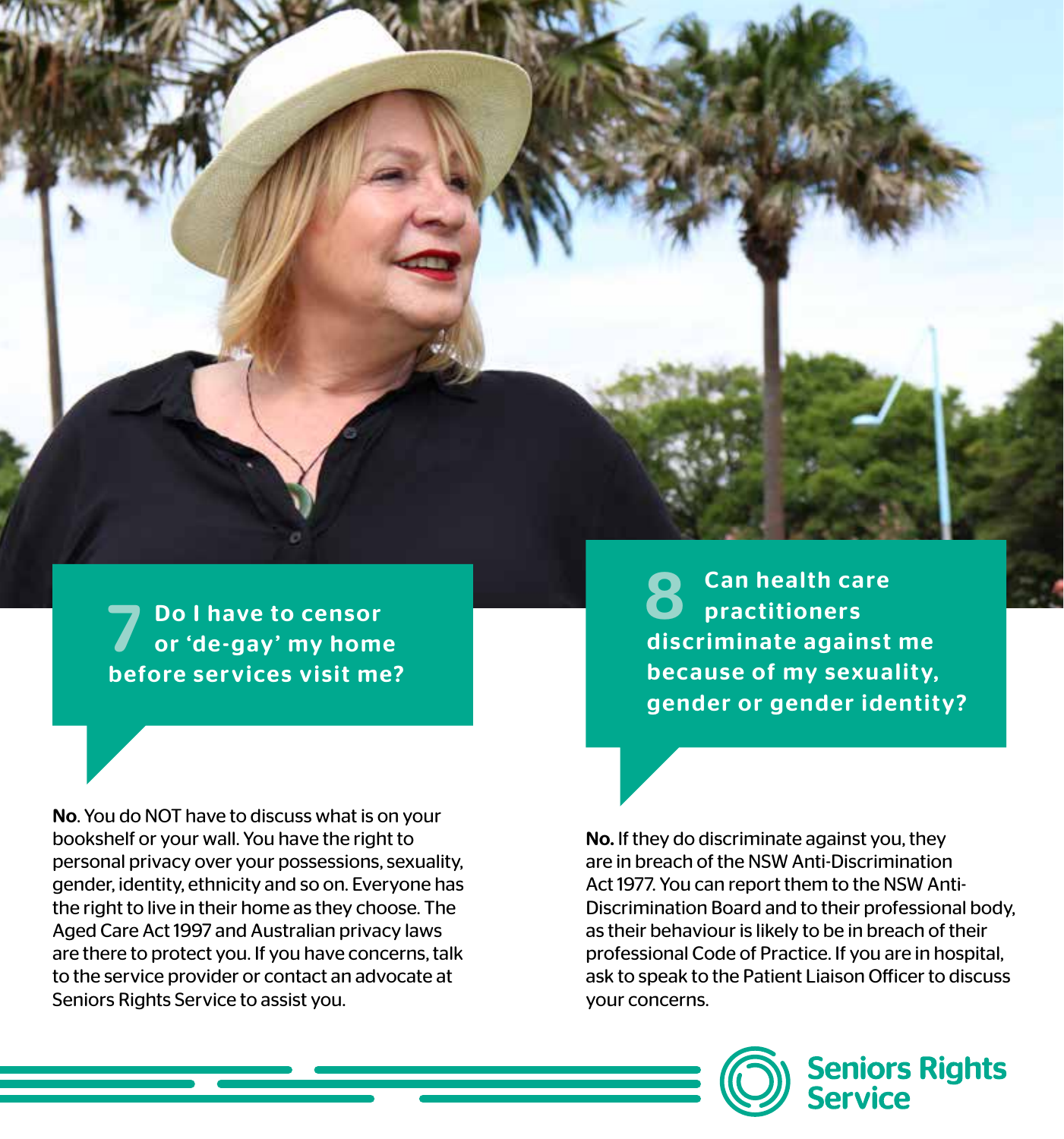## 7 Do I have to censor or 'de-gay' my home before services visit me?

**No**. You do NOT have to discuss what is on your bookshelf or your wall. You have the right to personal privacy over your possessions, sexuality, gender, identity, ethnicity and so on. Everyone has the right to live in their home as they choose. The Aged Care Act 1997 and Australian privacy laws are there to protect you. If you have concerns, talk to the service provider or contact an advocate at Seniors Rights Service to assist you.

## 8 Can health care practitioners discriminate against me because of my sexuality, gender or gender identity?

**No.** If they do discriminate against you, they are in breach of the NSW Anti-Discrimination Act 1977. You can report them to the NSW Anti-Discrimination Board and to their professional body, as their behaviour is likely to be in breach of their professional Code of Practice. If you are in hospital, ask to speak to the Patient Liaison Officer to discuss your concerns.

Seniors Rights Service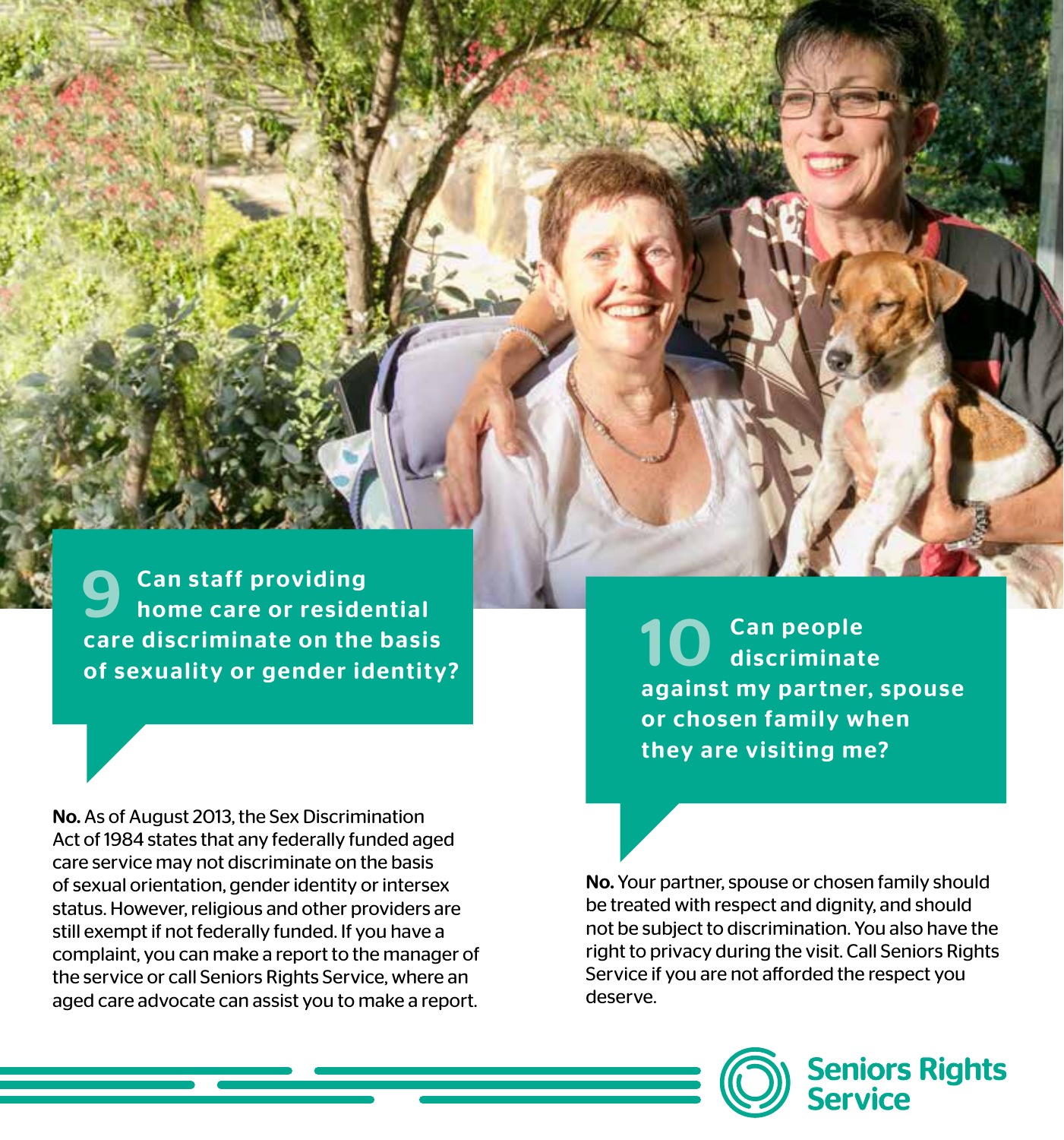## 9 Can staff providing home care or residential care discriminate on the basis of sexuality or gender identity?

**No.** As of August 2013, the Sex Discrimination Act of 1984 states that any federally funded aged care service may not discriminate on the basis of sexual orientation, gender identity or intersex status. However, religious and other providers are still exempt if not federally funded. If you have a complaint, you can make a report to the manager of the service or call Seniors Rights Service, where an aged care advocate can assist you to make a report.

## 10 Can people discriminate against my partner, spouse or chosen family when they are visiting me?

**No.** Your partner, spouse or chosen family should be treated with respect and dignity, and should not be subject to discrimination. You also have the right to privacy during the visit. Call Seniors Rights Service if you are not afforded the respect you deserve.

Seniors Rights Service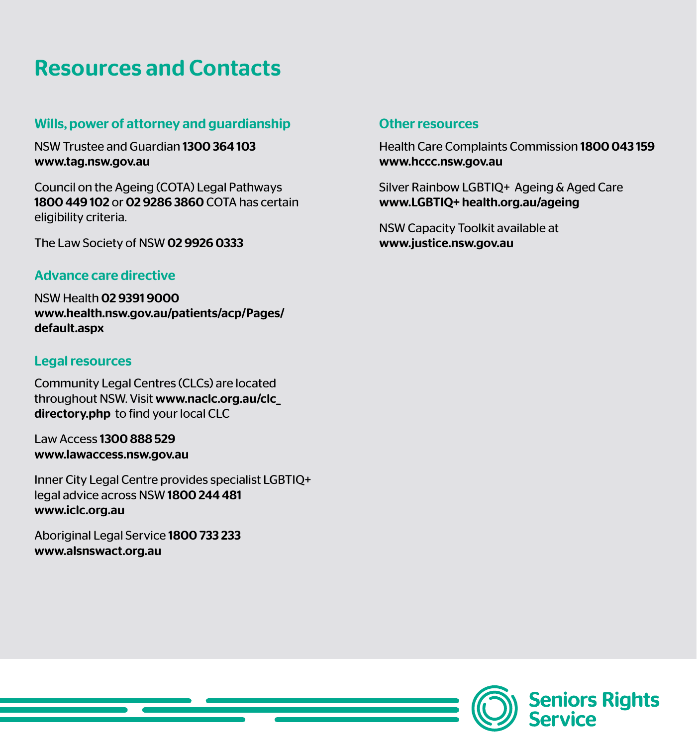# Resources and Contacts

## Wills, power of attorney and guardianship

NSW Trustee and Guardian **1300 364 103**
**www.tag.nsw.gov.au**

Council on the Ageing (COTA) Legal Pathways **1800 449 102** or **02 9286 3860** COTA has certain eligibility criteria.

The Law Society of NSW **02 9926 0333**

## Advance care directive

NSW Health **02 9391 9000**
**www.health.nsw.gov.au/patients/acp/Pages/default.aspx**

## Legal resources

Community Legal Centres (CLCs) are located throughout NSW. Visit **www.naclc.org.au/clc_directory.php** to find your local CLC

Law Access **1300 888 529**
**www.lawaccess.nsw.gov.au**

Inner City Legal Centre provides specialist LGBTIQ+ legal advice across NSW **1800 244 481**
**www.iclc.org.au**

Aboriginal Legal Service **1800 733 233**
**www.alsnswact.org.au**

## Other resources

Health Care Complaints Commission **1800 043 159**
**www.hccc.nsw.gov.au**

Silver Rainbow LGBTIQ+ Ageing & Aged Care
**www.LGBTIQ+ health.org.au/ageing**

NSW Capacity Toolkit available at
**www.justice.nsw.gov.au**

Seniors Rights Service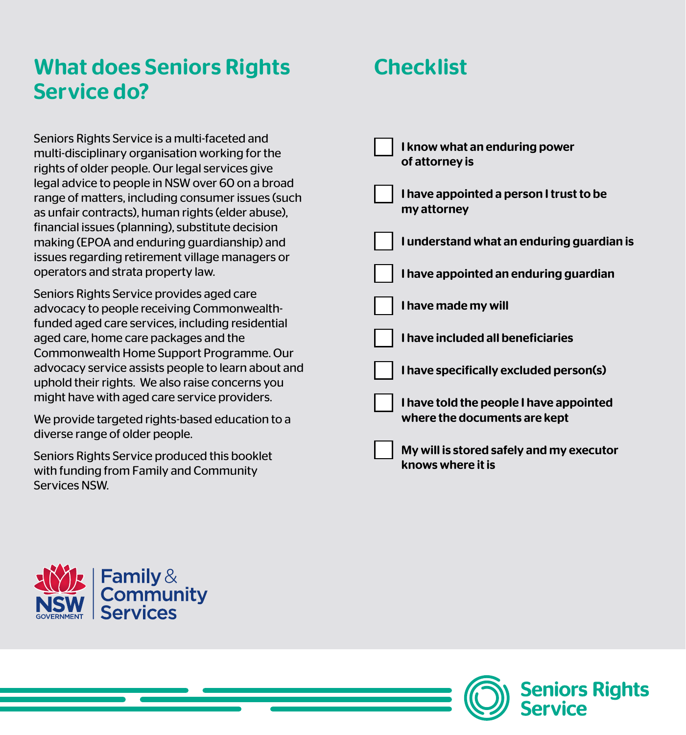## What does Seniors Rights Service do?

Seniors Rights Service is a multi-faceted and multi-disciplinary organisation working for the rights of older people. Our legal services give legal advice to people in NSW over 60 on a broad range of matters, including consumer issues (such as unfair contracts), human rights (elder abuse), financial issues (planning), substitute decision making (EPOA and enduring guardianship) and issues regarding retirement village managers or operators and strata property law.

Seniors Rights Service provides aged care advocacy to people receiving Commonwealth-funded aged care services, including residential aged care, home care packages and the Commonwealth Home Support Programme. Our advocacy service assists people to learn about and uphold their rights. We also raise concerns you might have with aged care service providers.

We provide targeted rights-based education to a diverse range of older people.

Seniors Rights Service produced this booklet with funding from Family and Community Services NSW.

NSW Government – Family & Community Services

## Checklist

- [ ] **I know what an enduring power of attorney is**
- [ ] **I have appointed a person I trust to be my attorney**
- [ ] **I understand what an enduring guardian is**
- [ ] **I have appointed an enduring guardian**
- [ ] **I have made my will**
- [ ] **I have included all beneficiaries**
- [ ] **I have specifically excluded person(s)**
- [ ] **I have told the people I have appointed where the documents are kept**
- [ ] **My will is stored safely and my executor knows where it is**

Seniors Rights Service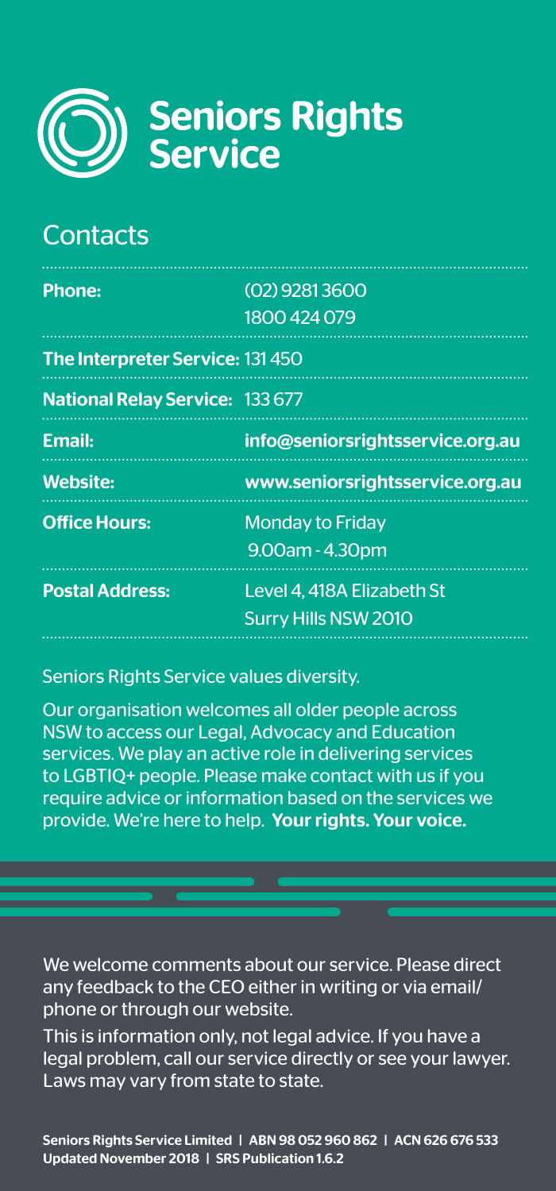# Seniors Rights Service

## Contacts

| | |
|---|---|
| **Phone:** | (02) 9281 3600<br>1800 424 079 |
| **The Interpreter Service:** 131 450 | |
| **National Relay Service:** 133 677 | |
| **Email:** | **info@seniorsrightsservice.org.au** |
| **Website:** | **www.seniorsrightsservice.org.au** |
| **Office Hours:** | Monday to Friday<br>9.00am - 4.30pm |
| **Postal Address:** | Level 4, 418A Elizabeth St<br>Surry Hills NSW 2010 |

Seniors Rights Service values diversity.

Our organisation welcomes all older people across NSW to access our Legal, Advocacy and Education services. We play an active role in delivering services to LGBTIQ+ people. Please make contact with us if you require advice or information based on the services we provide. We're here to help. **Your rights. Your voice.**

We welcome comments about our service. Please direct any feedback to the CEO either in writing or via email/ phone or through our website.

This is information only, not legal advice. If you have a legal problem, call our service directly or see your lawyer. Laws may vary from state to state.

**Seniors Rights Service Limited | ABN 98 052 960 862 | ACN 626 676 533**
**Updated November 2018 | SRS Publication 1.6.2**